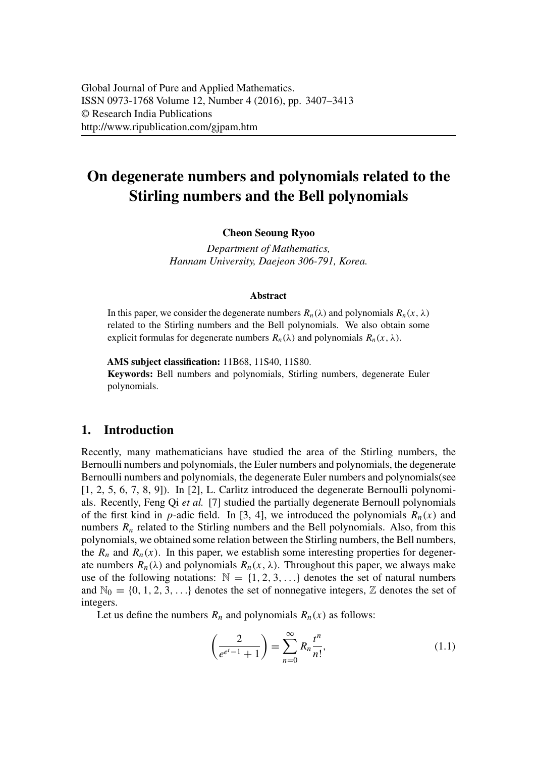# On degenerate numbers and polynomials related to the Stirling numbers and the Bell polynomials

**Cheon Seoung Ryoo**

*Department of Mathematics,*
*Hannam University, Daejeon 306-791, Korea.*

#### Abstract

In this paper, we consider the degenerate numbers $R_n(\lambda)$ and polynomials $R_n(x, \lambda)$ related to the Stirling numbers and the Bell polynomials. We also obtain some explicit formulas for degenerate numbers $R_n(\lambda)$ and polynomials $R_n(x, \lambda)$.

**AMS subject classification:** 11B68, 11S40, 11S80.
**Keywords:** Bell numbers and polynomials, Stirling numbers, degenerate Euler polynomials.

## 1. Introduction

Recently, many mathematicians have studied the area of the Stirling numbers, the Bernoulli numbers and polynomials, the Euler numbers and polynomials, the degenerate Bernoulli numbers and polynomials, the degenerate Euler numbers and polynomials(see [1, 2, 5, 6, 7, 8, 9]). In [2], L. Carlitz introduced the degenerate Bernoulli polynomials. Recently, Feng Qi *et al.* [7] studied the partially degenerate Bernoull polynomials of the first kind in $p$-adic field. In [3, 4], we introduced the polynomials $R_n(x)$ and numbers $R_n$ related to the Stirling numbers and the Bell polynomials. Also, from this polynomials, we obtained some relation between the Stirling numbers, the Bell numbers, the $R_n$ and $R_n(x)$. In this paper, we establish some interesting properties for degenerate numbers $R_n(\lambda)$ and polynomials $R_n(x, \lambda)$. Throughout this paper, we always make use of the following notations: $\mathbb{N} = \{1, 2, 3, \ldots\}$ denotes the set of natural numbers and $\mathbb{N}_0 = \{0, 1, 2, 3, \ldots\}$ denotes the set of nonnegative integers, $\mathbb{Z}$ denotes the set of integers.

Let us define the numbers $R_n$ and polynomials $R_n(x)$ as follows:

$$\left(\frac{2}{e^{e^t-1}+1}\right) = \sum_{n=0}^{\infty} R_n \frac{t^n}{n!}, \tag{1.1}$$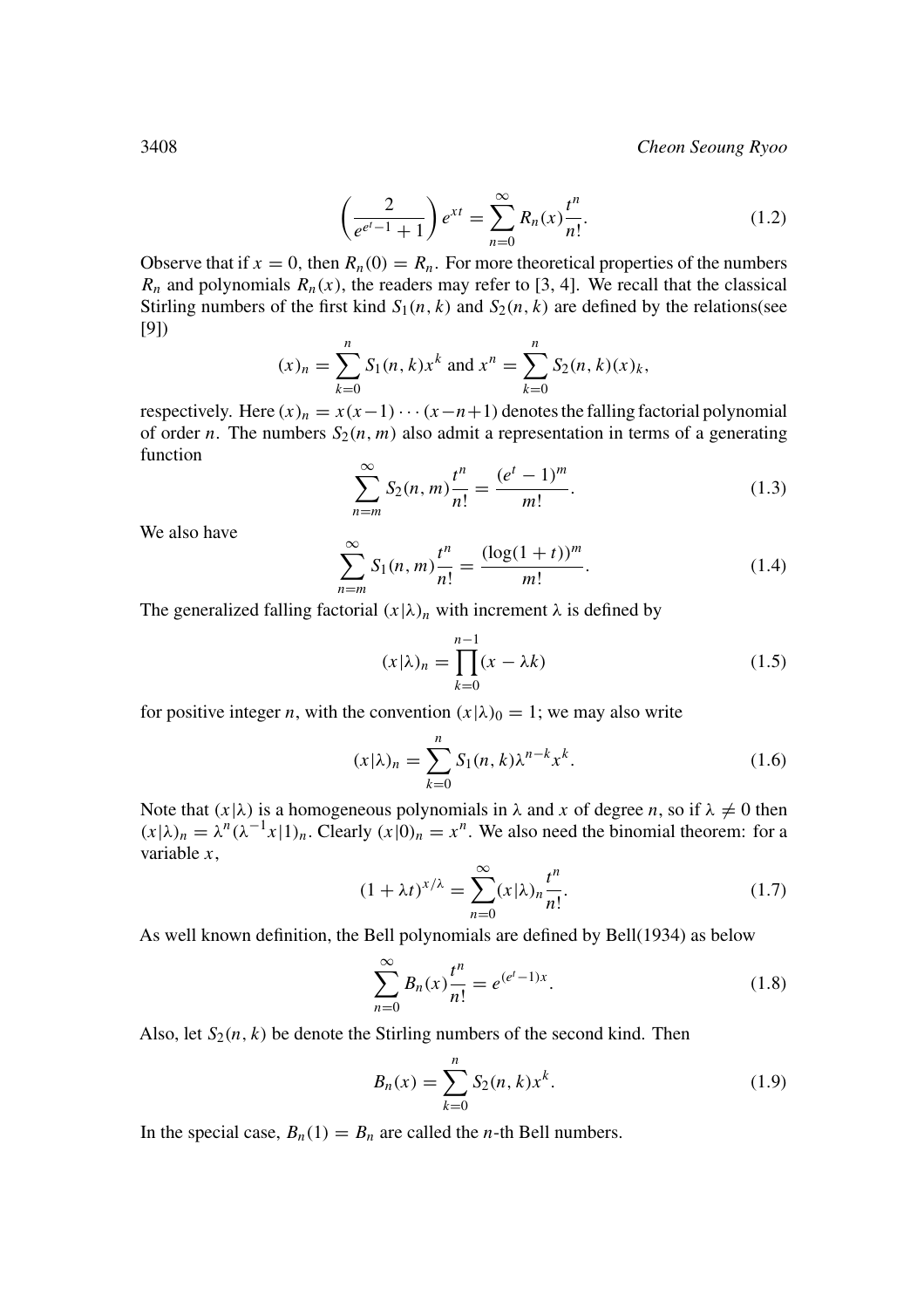$$\left(\frac{2}{e^{e^t-1}+1}\right)e^{xt}=\sum_{n=0}^{\infty}R_n(x)\frac{t^n}{n!}. \tag{1.2}$$

Observe that if $x=0$, then $R_n(0)=R_n$. For more theoretical properties of the numbers $R_n$ and polynomials $R_n(x)$, the readers may refer to [3, 4]. We recall that the classical Stirling numbers of the first kind $S_1(n,k)$ and $S_2(n,k)$ are defined by the relations(see [9])

$$(x)_n=\sum_{k=0}^{n}S_1(n,k)x^k \text{ and } x^n=\sum_{k=0}^{n}S_2(n,k)(x)_k,$$

respectively. Here $(x)_n=x(x-1)\cdots(x-n+1)$ denotes the falling factorial polynomial of order $n$. The numbers $S_2(n,m)$ also admit a representation in terms of a generating function

$$\sum_{n=m}^{\infty}S_2(n,m)\frac{t^n}{n!}=\frac{(e^t-1)^m}{m!}. \tag{1.3}$$

We also have

$$\sum_{n=m}^{\infty}S_1(n,m)\frac{t^n}{n!}=\frac{(\log(1+t))^m}{m!}. \tag{1.4}$$

The generalized falling factorial $(x|\lambda)_n$ with increment $\lambda$ is defined by

$$(x|\lambda)_n=\prod_{k=0}^{n-1}(x-\lambda k) \tag{1.5}$$

for positive integer $n$, with the convention $(x|\lambda)_0=1$; we may also write

$$(x|\lambda)_n=\sum_{k=0}^{n}S_1(n,k)\lambda^{n-k}x^k. \tag{1.6}$$

Note that $(x|\lambda)$ is a homogeneous polynomials in $\lambda$ and $x$ of degree $n$, so if $\lambda\neq 0$ then $(x|\lambda)_n=\lambda^n(\lambda^{-1}x|1)_n$. Clearly $(x|0)_n=x^n$. We also need the binomial theorem: for a variable $x$,

$$(1+\lambda t)^{x/\lambda}=\sum_{n=0}^{\infty}(x|\lambda)_n\frac{t^n}{n!}. \tag{1.7}$$

As well known definition, the Bell polynomials are defined by Bell(1934) as below

$$\sum_{n=0}^{\infty}B_n(x)\frac{t^n}{n!}=e^{(e^t-1)x}. \tag{1.8}$$

Also, let $S_2(n,k)$ be denote the Stirling numbers of the second kind. Then

$$B_n(x)=\sum_{k=0}^{n}S_2(n,k)x^k. \tag{1.9}$$

In the special case, $B_n(1)=B_n$ are called the $n$-th Bell numbers.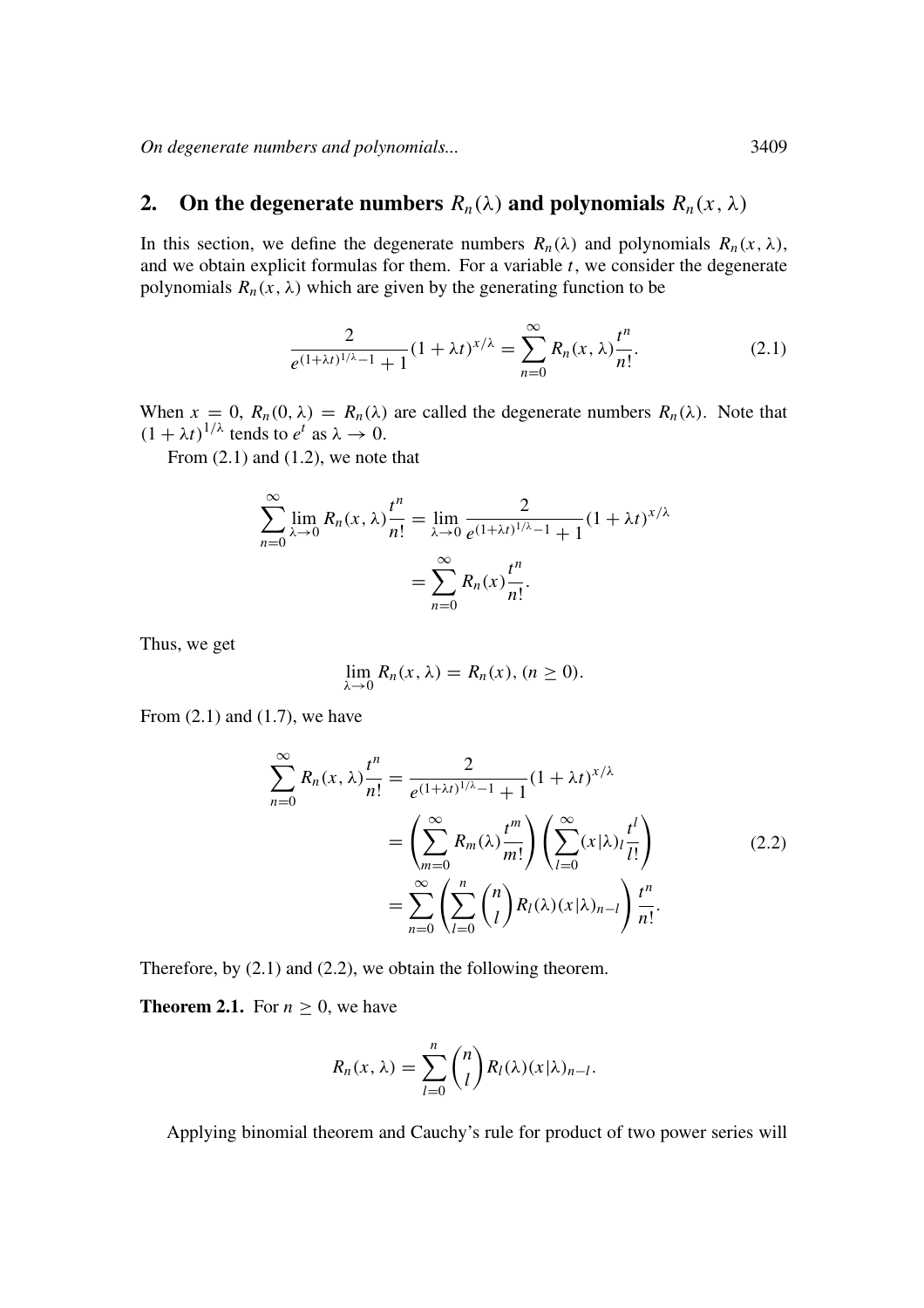## 2. On the degenerate numbers $R_n(\lambda)$ and polynomials $R_n(x, \lambda)$

In this section, we define the degenerate numbers $R_n(\lambda)$ and polynomials $R_n(x, \lambda)$, and we obtain explicit formulas for them. For a variable $t$, we consider the degenerate polynomials $R_n(x, \lambda)$ which are given by the generating function to be

$$\frac{2}{e^{(1+\lambda t)^{1/\lambda}-1}+1}(1+\lambda t)^{x/\lambda} = \sum_{n=0}^{\infty} R_n(x, \lambda)\frac{t^n}{n!}. \tag{2.1}$$

When $x = 0$, $R_n(0, \lambda) = R_n(\lambda)$ are called the degenerate numbers $R_n(\lambda)$. Note that $(1 + \lambda t)^{1/\lambda}$ tends to $e^t$ as $\lambda \to 0$.

From (2.1) and (1.2), we note that

$$\begin{aligned}
\sum_{n=0}^{\infty} \lim_{\lambda \to 0} R_n(x, \lambda)\frac{t^n}{n!} &= \lim_{\lambda \to 0} \frac{2}{e^{(1+\lambda t)^{1/\lambda}-1}+1}(1+\lambda t)^{x/\lambda} \\
&= \sum_{n=0}^{\infty} R_n(x)\frac{t^n}{n!}.
\end{aligned}$$

Thus, we get

$$\lim_{\lambda \to 0} R_n(x, \lambda) = R_n(x), \ (n \geq 0).$$

From (2.1) and (1.7), we have

$$\begin{aligned}
\sum_{n=0}^{\infty} R_n(x, \lambda)\frac{t^n}{n!} &= \frac{2}{e^{(1+\lambda t)^{1/\lambda}-1}+1}(1+\lambda t)^{x/\lambda} \\
&= \left(\sum_{m=0}^{\infty} R_m(\lambda)\frac{t^m}{m!}\right)\left(\sum_{l=0}^{\infty} (x|\lambda)_l \frac{t^l}{l!}\right) \\
&= \sum_{n=0}^{\infty}\left(\sum_{l=0}^{n}\binom{n}{l} R_l(\lambda)(x|\lambda)_{n-l}\right)\frac{t^n}{n!}.
\end{aligned} \tag{2.2}$$

Therefore, by (2.1) and (2.2), we obtain the following theorem.

**Theorem 2.1.** For $n \geq 0$, we have

$$R_n(x, \lambda) = \sum_{l=0}^{n}\binom{n}{l} R_l(\lambda)(x|\lambda)_{n-l}.$$

Applying binomial theorem and Cauchy's rule for product of two power series will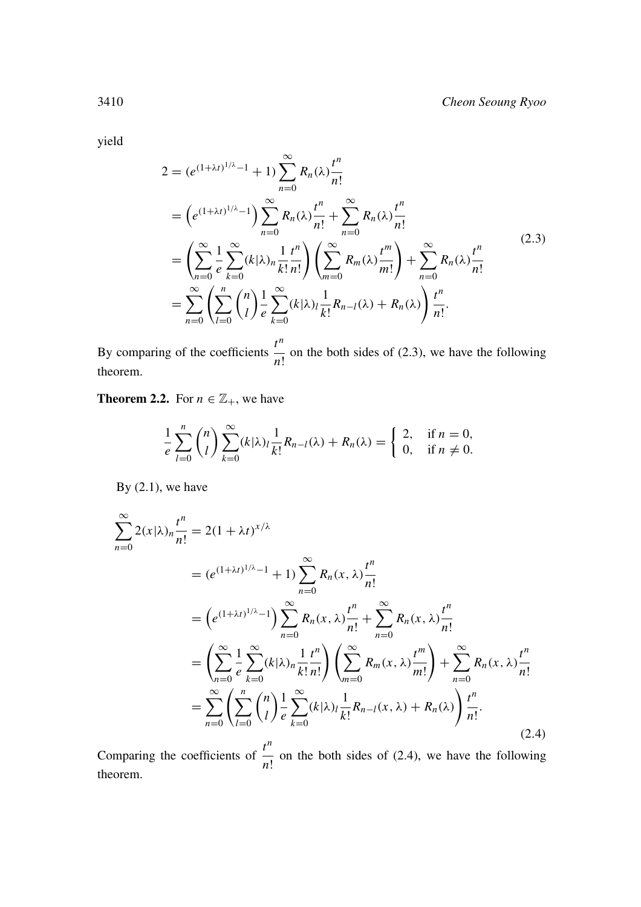yield

$$
\begin{aligned}
2 &= (e^{(1+\lambda t)^{1/\lambda}-1}+1)\sum_{n=0}^{\infty} R_n(\lambda)\frac{t^n}{n!} \\
&= \left(e^{(1+\lambda t)^{1/\lambda}-1}\right)\sum_{n=0}^{\infty} R_n(\lambda)\frac{t^n}{n!} + \sum_{n=0}^{\infty} R_n(\lambda)\frac{t^n}{n!} \\
&= \left(\sum_{n=0}^{\infty} \frac{1}{e}\sum_{k=0}^{\infty}(k|\lambda)_n \frac{1}{k!}\frac{t^n}{n!}\right)\left(\sum_{m=0}^{\infty} R_m(\lambda)\frac{t^m}{m!}\right) + \sum_{n=0}^{\infty} R_n(\lambda)\frac{t^n}{n!} \\
&= \sum_{n=0}^{\infty}\left(\sum_{l=0}^{n}\binom{n}{l}\frac{1}{e}\sum_{k=0}^{\infty}(k|\lambda)_l\frac{1}{k!}R_{n-l}(\lambda) + R_n(\lambda)\right)\frac{t^n}{n!}.
\end{aligned}
\tag{2.3}
$$

By comparing of the coefficients $\frac{t^n}{n!}$ on the both sides of (2.3), we have the following theorem.

**Theorem 2.2.** For $n \in \mathbb{Z}_+$, we have

$$
\frac{1}{e}\sum_{l=0}^{n}\binom{n}{l}\sum_{k=0}^{\infty}(k|\lambda)_l\frac{1}{k!}R_{n-l}(\lambda) + R_n(\lambda) = \begin{cases} 2, & \text{if } n = 0, \\ 0, & \text{if } n \neq 0. \end{cases}
$$

By (2.1), we have

$$
\begin{aligned}
\sum_{n=0}^{\infty} 2(x|\lambda)_n\frac{t^n}{n!} &= 2(1+\lambda t)^{x/\lambda} \\
&= (e^{(1+\lambda t)^{1/\lambda}-1}+1)\sum_{n=0}^{\infty} R_n(x,\lambda)\frac{t^n}{n!} \\
&= \left(e^{(1+\lambda t)^{1/\lambda}-1}\right)\sum_{n=0}^{\infty} R_n(x,\lambda)\frac{t^n}{n!} + \sum_{n=0}^{\infty} R_n(x,\lambda)\frac{t^n}{n!} \\
&= \left(\sum_{n=0}^{\infty} \frac{1}{e}\sum_{k=0}^{\infty}(k|\lambda)_n \frac{1}{k!}\frac{t^n}{n!}\right)\left(\sum_{m=0}^{\infty} R_m(x,\lambda)\frac{t^m}{m!}\right) + \sum_{n=0}^{\infty} R_n(x,\lambda)\frac{t^n}{n!} \\
&= \sum_{n=0}^{\infty}\left(\sum_{l=0}^{n}\binom{n}{l}\frac{1}{e}\sum_{k=0}^{\infty}(k|\lambda)_l\frac{1}{k!}R_{n-l}(x,\lambda) + R_n(\lambda)\right)\frac{t^n}{n!}.
\end{aligned}
\tag{2.4}
$$

Comparing the coefficients of $\frac{t^n}{n!}$ on the both sides of (2.4), we have the following theorem.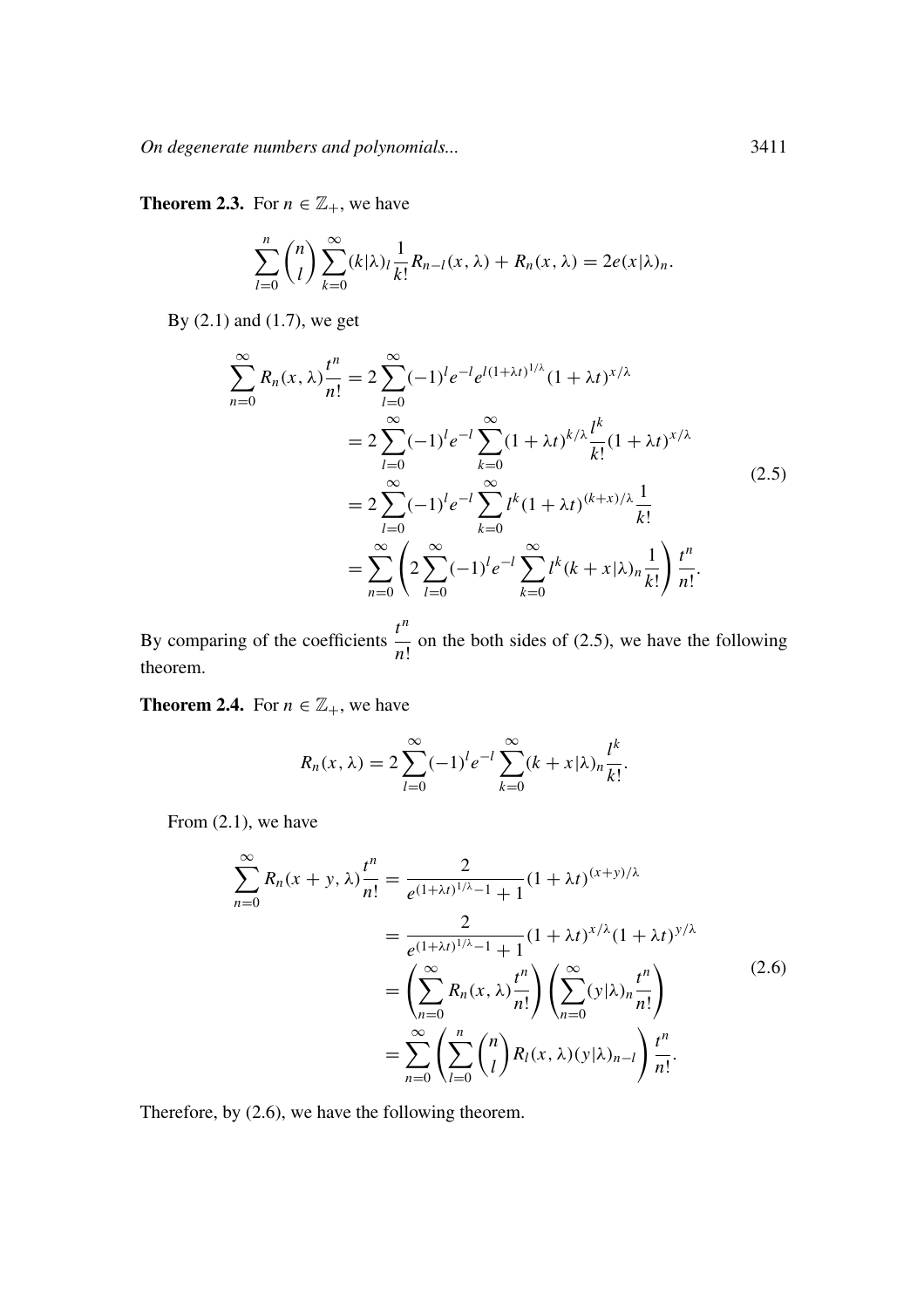**Theorem 2.3.** For $n \in \mathbb{Z}_+$, we have

$$\sum_{l=0}^{n} \binom{n}{l} \sum_{k=0}^{\infty} (k|\lambda)_l \frac{1}{k!} R_{n-l}(x, \lambda) + R_n(x, \lambda) = 2e(x|\lambda)_n.$$

By (2.1) and (1.7), we get

$$\begin{aligned}
\sum_{n=0}^{\infty} R_n(x, \lambda) \frac{t^n}{n!} &= 2 \sum_{l=0}^{\infty} (-1)^l e^{-l} e^{l(1+\lambda t)^{1/\lambda}} (1 + \lambda t)^{x/\lambda} \\
&= 2 \sum_{l=0}^{\infty} (-1)^l e^{-l} \sum_{k=0}^{\infty} (1 + \lambda t)^{k/\lambda} \frac{l^k}{k!} (1 + \lambda t)^{x/\lambda} \\
&= 2 \sum_{l=0}^{\infty} (-1)^l e^{-l} \sum_{k=0}^{\infty} l^k (1 + \lambda t)^{(k+x)/\lambda} \frac{1}{k!} \\
&= \sum_{n=0}^{\infty} \left( 2 \sum_{l=0}^{\infty} (-1)^l e^{-l} \sum_{k=0}^{\infty} l^k (k + x|\lambda)_n \frac{1}{k!} \right) \frac{t^n}{n!}.
\end{aligned} \tag{2.5}$$

By comparing of the coefficients $\frac{t^n}{n!}$ on the both sides of (2.5), we have the following theorem.

**Theorem 2.4.** For $n \in \mathbb{Z}_+$, we have

$$R_n(x, \lambda) = 2 \sum_{l=0}^{\infty} (-1)^l e^{-l} \sum_{k=0}^{\infty} (k + x|\lambda)_n \frac{l^k}{k!}.$$

From (2.1), we have

$$\begin{aligned}
\sum_{n=0}^{\infty} R_n(x + y, \lambda) \frac{t^n}{n!} &= \frac{2}{e^{(1+\lambda t)^{1/\lambda} - 1} + 1} (1 + \lambda t)^{(x+y)/\lambda} \\
&= \frac{2}{e^{(1+\lambda t)^{1/\lambda} - 1} + 1} (1 + \lambda t)^{x/\lambda} (1 + \lambda t)^{y/\lambda} \\
&= \left( \sum_{n=0}^{\infty} R_n(x, \lambda) \frac{t^n}{n!} \right) \left( \sum_{n=0}^{\infty} (y|\lambda)_n \frac{t^n}{n!} \right) \\
&= \sum_{n=0}^{\infty} \left( \sum_{l=0}^{n} \binom{n}{l} R_l(x, \lambda) (y|\lambda)_{n-l} \right) \frac{t^n}{n!}.
\end{aligned} \tag{2.6}$$

Therefore, by (2.6), we have the following theorem.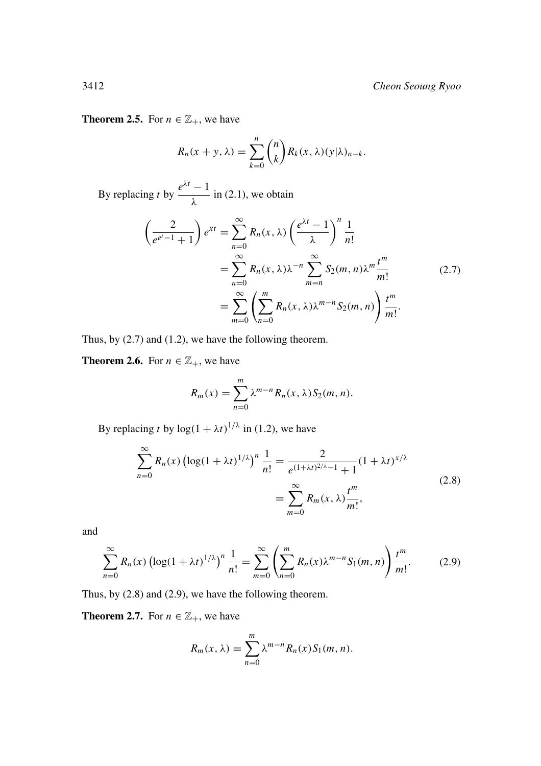**Theorem 2.5.** For $n \in \mathbb{Z}_+$, we have

$$R_n(x+y,\lambda) = \sum_{k=0}^{n} \binom{n}{k} R_k(x,\lambda)(y|\lambda)_{n-k}.$$

By replacing $t$ by $\dfrac{e^{\lambda t}-1}{\lambda}$ in (2.1), we obtain

$$\begin{aligned}
\left(\frac{2}{e^{e^t-1}+1}\right) e^{xt} &= \sum_{n=0}^{\infty} R_n(x,\lambda)\left(\frac{e^{\lambda t}-1}{\lambda}\right)^n \frac{1}{n!} \\
&= \sum_{n=0}^{\infty} R_n(x,\lambda)\lambda^{-n} \sum_{m=n}^{\infty} S_2(m,n)\lambda^m \frac{t^m}{m!} \\
&= \sum_{m=0}^{\infty} \left(\sum_{n=0}^{m} R_n(x,\lambda)\lambda^{m-n} S_2(m,n)\right) \frac{t^m}{m!}.
\end{aligned} \tag{2.7}$$

Thus, by (2.7) and (1.2), we have the following theorem.

**Theorem 2.6.** For $n \in \mathbb{Z}_+$, we have

$$R_m(x) = \sum_{n=0}^{m} \lambda^{m-n} R_n(x,\lambda) S_2(m,n).$$

By replacing $t$ by $\log(1+\lambda t)^{1/\lambda}$ in (1.2), we have

$$\begin{aligned}
\sum_{n=0}^{\infty} R_n(x)\left(\log(1+\lambda t)^{1/\lambda}\right)^n \frac{1}{n!} &= \frac{2}{e^{(1+\lambda t)^{2/\lambda}-1}+1}(1+\lambda t)^{x/\lambda} \\
&= \sum_{m=0}^{\infty} R_m(x,\lambda) \frac{t^m}{m!},
\end{aligned} \tag{2.8}$$

and

$$\sum_{n=0}^{\infty} R_n(x)\left(\log(1+\lambda t)^{1/\lambda}\right)^n \frac{1}{n!} = \sum_{m=0}^{\infty} \left(\sum_{n=0}^{m} R_n(x)\lambda^{m-n} S_1(m,n)\right) \frac{t^m}{m!}. \tag{2.9}$$

Thus, by (2.8) and (2.9), we have the following theorem.

**Theorem 2.7.** For $n \in \mathbb{Z}_+$, we have

$$R_m(x,\lambda) = \sum_{n=0}^{m} \lambda^{m-n} R_n(x) S_1(m,n).$$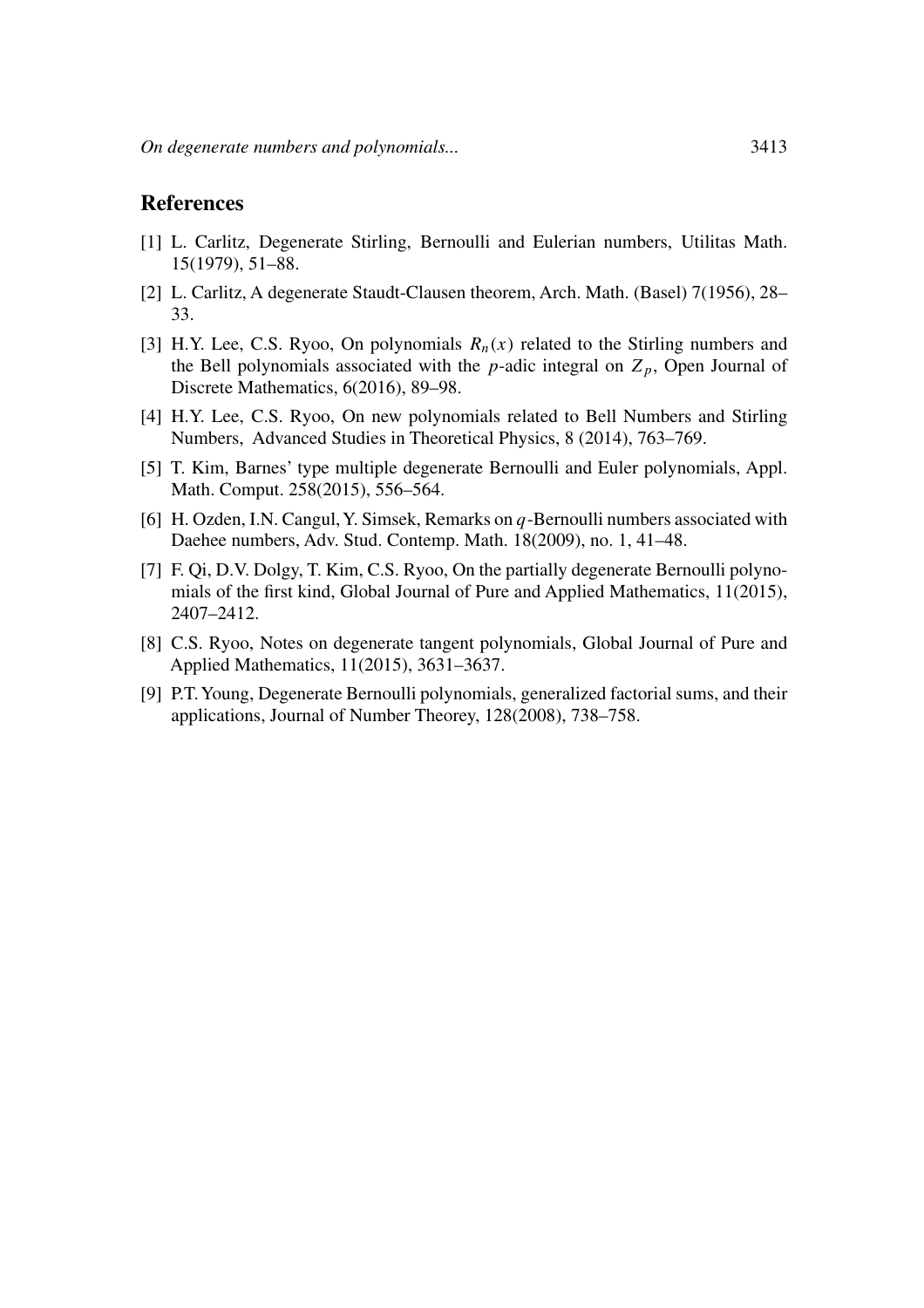## References

[1] L. Carlitz, Degenerate Stirling, Bernoulli and Eulerian numbers, Utilitas Math. 15(1979), 51–88.

[2] L. Carlitz, A degenerate Staudt-Clausen theorem, Arch. Math. (Basel) 7(1956), 28–33.

[3] H.Y. Lee, C.S. Ryoo, On polynomials $R_n(x)$ related to the Stirling numbers and the Bell polynomials associated with the $p$-adic integral on $Z_p$, Open Journal of Discrete Mathematics, 6(2016), 89–98.

[4] H.Y. Lee, C.S. Ryoo, On new polynomials related to Bell Numbers and Stirling Numbers, Advanced Studies in Theoretical Physics, 8 (2014), 763–769.

[5] T. Kim, Barnes' type multiple degenerate Bernoulli and Euler polynomials, Appl. Math. Comput. 258(2015), 556–564.

[6] H. Ozden, I.N. Cangul, Y. Simsek, Remarks on $q$-Bernoulli numbers associated with Daehee numbers, Adv. Stud. Contemp. Math. 18(2009), no. 1, 41–48.

[7] F. Qi, D.V. Dolgy, T. Kim, C.S. Ryoo, On the partially degenerate Bernoulli polynomials of the first kind, Global Journal of Pure and Applied Mathematics, 11(2015), 2407–2412.

[8] C.S. Ryoo, Notes on degenerate tangent polynomials, Global Journal of Pure and Applied Mathematics, 11(2015), 3631–3637.

[9] P.T. Young, Degenerate Bernoulli polynomials, generalized factorial sums, and their applications, Journal of Number Theorey, 128(2008), 738–758.